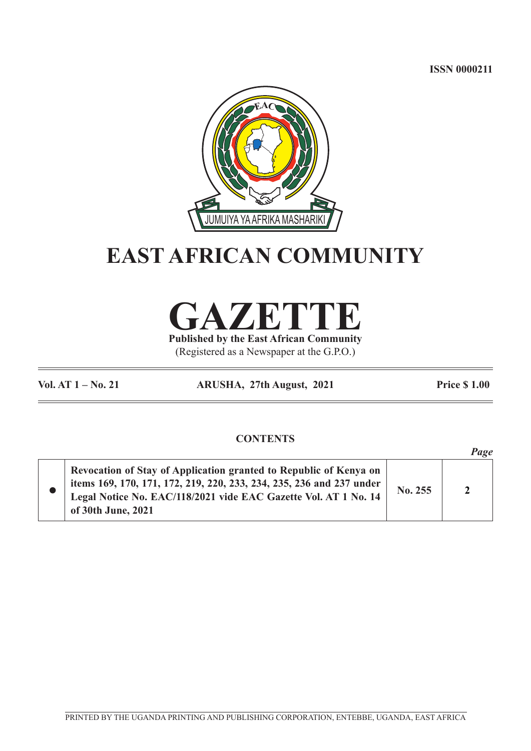ISSN 0000211

JUMUIYA YA AFRIKA MASHARIKI

# EAST AFRICAN COMMUNITY

# GAZETTE

**Published by the East African Community**

(Registered as a Newspaper at the G.P.O.)

**Vol. AT 1 – No. 21** **ARUSHA, 27th August, 2021** **Price $ 1.00**

## CONTENTS

| | | | *Page* |
|---|---|---|---|
| ● | **Revocation of Stay of Application granted to Republic of Kenya on items 169, 170, 171, 172, 219, 220, 233, 234, 235, 236 and 237 under Legal Notice No. EAC/118/2021 vide EAC Gazette Vol. AT 1 No. 14 of 30th June, 2021** | **No. 255** | **2** |

PRINTED BY THE UGANDA PRINTING AND PUBLISHING CORPORATION, ENTEBBE, UGANDA, EAST AFRICA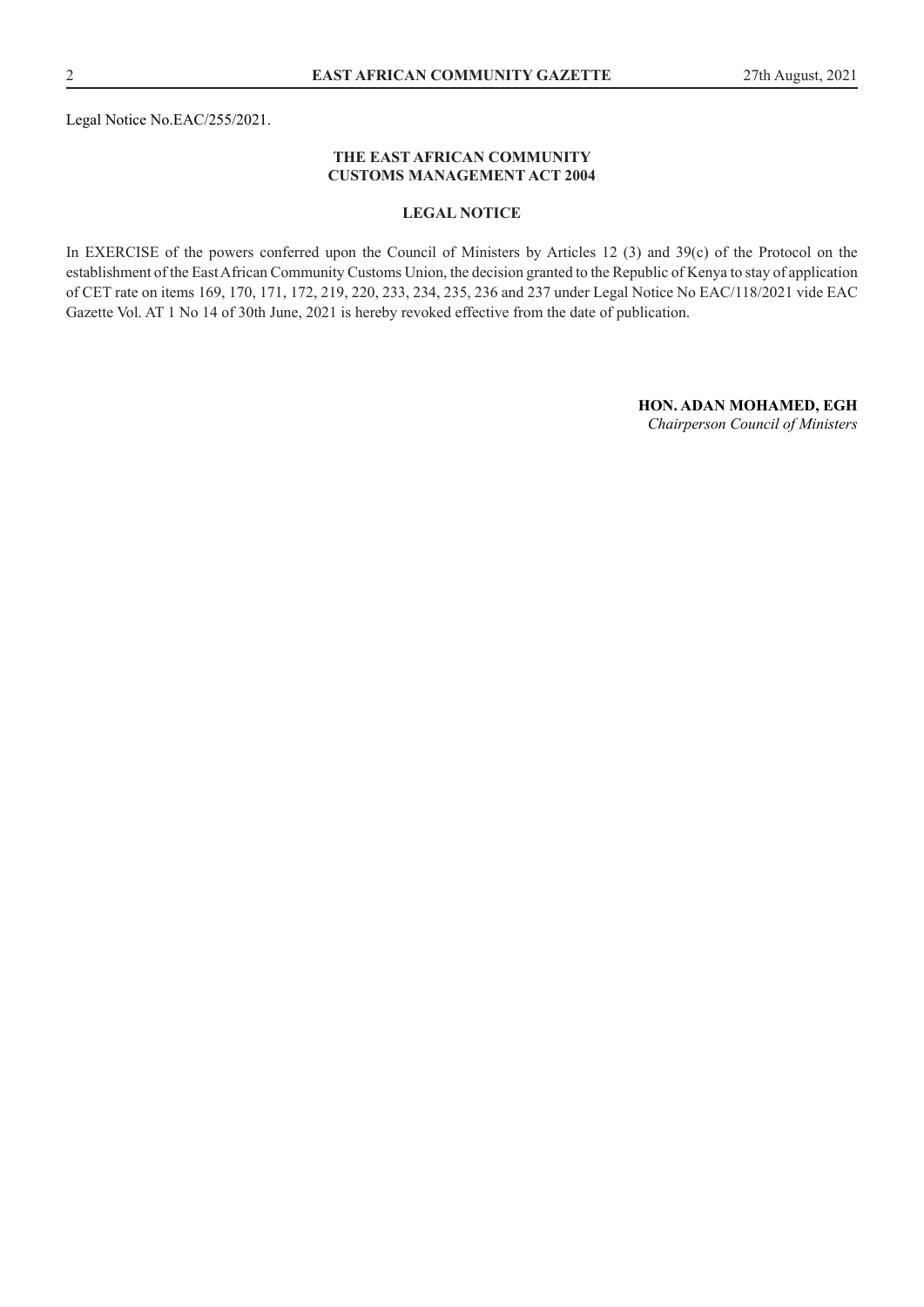Legal Notice No.EAC/255/2021.

**THE EAST AFRICAN COMMUNITY**
**CUSTOMS MANAGEMENT ACT 2004**

**LEGAL NOTICE**

In EXERCISE of the powers conferred upon the Council of Ministers by Articles 12 (3) and 39(c) of the Protocol on the establishment of the East African Community Customs Union, the decision granted to the Republic of Kenya to stay of application of CET rate on items 169, 170, 171, 172, 219, 220, 233, 234, 235, 236 and 237 under Legal Notice No EAC/118/2021 vide EAC Gazette Vol. AT 1 No 14 of 30th June, 2021 is hereby revoked effective from the date of publication.

**HON. ADAN MOHAMED, EGH**
*Chairperson Council of Ministers*